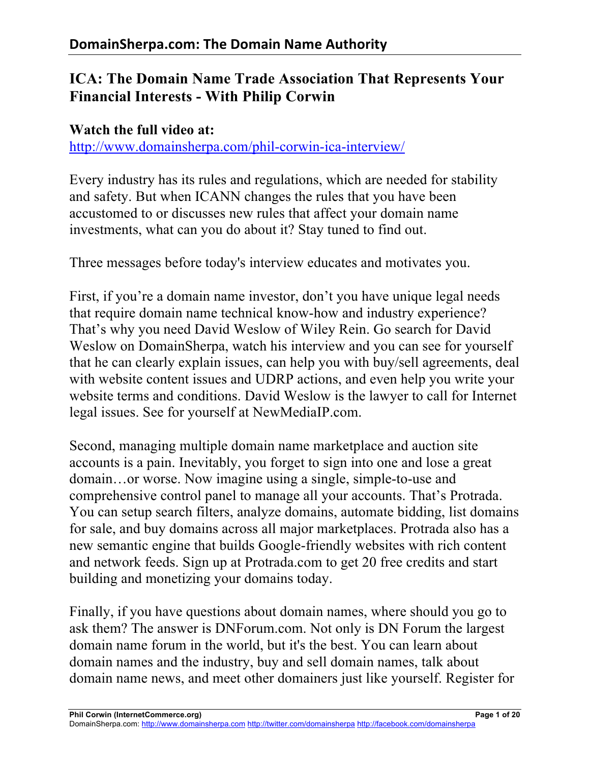# ICA: The Domain Name Trade Association That Represents Your Financial Interests - With Philip Corwin

**Watch the full video at:**
http://www.domainsherpa.com/phil-corwin-ica-interview/

Every industry has its rules and regulations, which are needed for stability and safety. But when ICANN changes the rules that you have been accustomed to or discusses new rules that affect your domain name investments, what can you do about it? Stay tuned to find out.

Three messages before today's interview educates and motivates you.

First, if you're a domain name investor, don't you have unique legal needs that require domain name technical know-how and industry experience? That's why you need David Weslow of Wiley Rein. Go search for David Weslow on DomainSherpa, watch his interview and you can see for yourself that he can clearly explain issues, can help you with buy/sell agreements, deal with website content issues and UDRP actions, and even help you write your website terms and conditions. David Weslow is the lawyer to call for Internet legal issues. See for yourself at NewMediaIP.com.

Second, managing multiple domain name marketplace and auction site accounts is a pain. Inevitably, you forget to sign into one and lose a great domain…or worse. Now imagine using a single, simple-to-use and comprehensive control panel to manage all your accounts. That's Protrada. You can setup search filters, analyze domains, automate bidding, list domains for sale, and buy domains across all major marketplaces. Protrada also has a new semantic engine that builds Google-friendly websites with rich content and network feeds. Sign up at Protrada.com to get 20 free credits and start building and monetizing your domains today.

Finally, if you have questions about domain names, where should you go to ask them? The answer is DNForum.com. Not only is DN Forum the largest domain name forum in the world, but it's the best. You can learn about domain names and the industry, buy and sell domain names, talk about domain name news, and meet other domainers just like yourself. Register for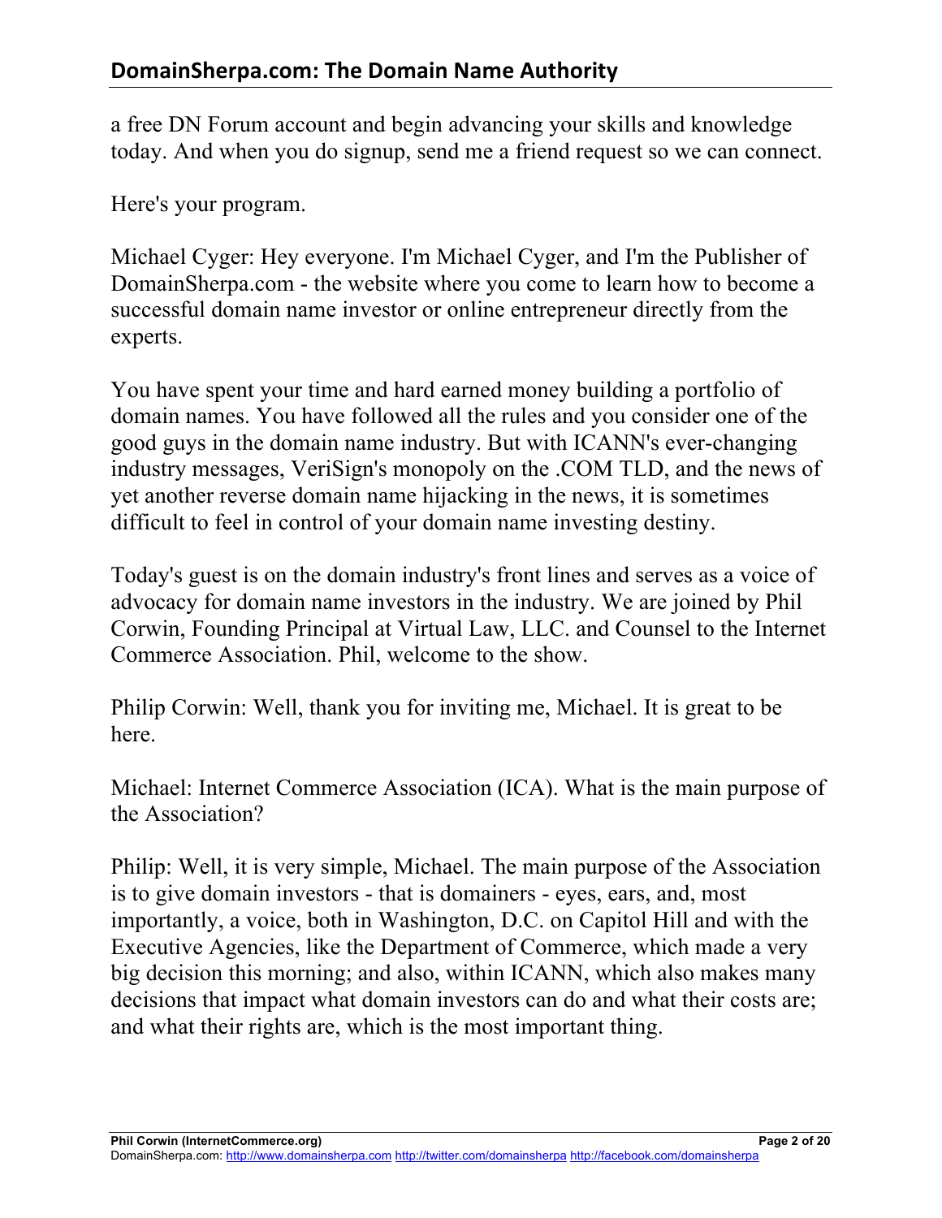a free DN Forum account and begin advancing your skills and knowledge today. And when you do signup, send me a friend request so we can connect.

Here's your program.

Michael Cyger: Hey everyone. I'm Michael Cyger, and I'm the Publisher of DomainSherpa.com - the website where you come to learn how to become a successful domain name investor or online entrepreneur directly from the experts.

You have spent your time and hard earned money building a portfolio of domain names. You have followed all the rules and you consider one of the good guys in the domain name industry. But with ICANN's ever-changing industry messages, VeriSign's monopoly on the .COM TLD, and the news of yet another reverse domain name hijacking in the news, it is sometimes difficult to feel in control of your domain name investing destiny.

Today's guest is on the domain industry's front lines and serves as a voice of advocacy for domain name investors in the industry. We are joined by Phil Corwin, Founding Principal at Virtual Law, LLC. and Counsel to the Internet Commerce Association. Phil, welcome to the show.

Philip Corwin: Well, thank you for inviting me, Michael. It is great to be here.

Michael: Internet Commerce Association (ICA). What is the main purpose of the Association?

Philip: Well, it is very simple, Michael. The main purpose of the Association is to give domain investors - that is domainers - eyes, ears, and, most importantly, a voice, both in Washington, D.C. on Capitol Hill and with the Executive Agencies, like the Department of Commerce, which made a very big decision this morning; and also, within ICANN, which also makes many decisions that impact what domain investors can do and what their costs are; and what their rights are, which is the most important thing.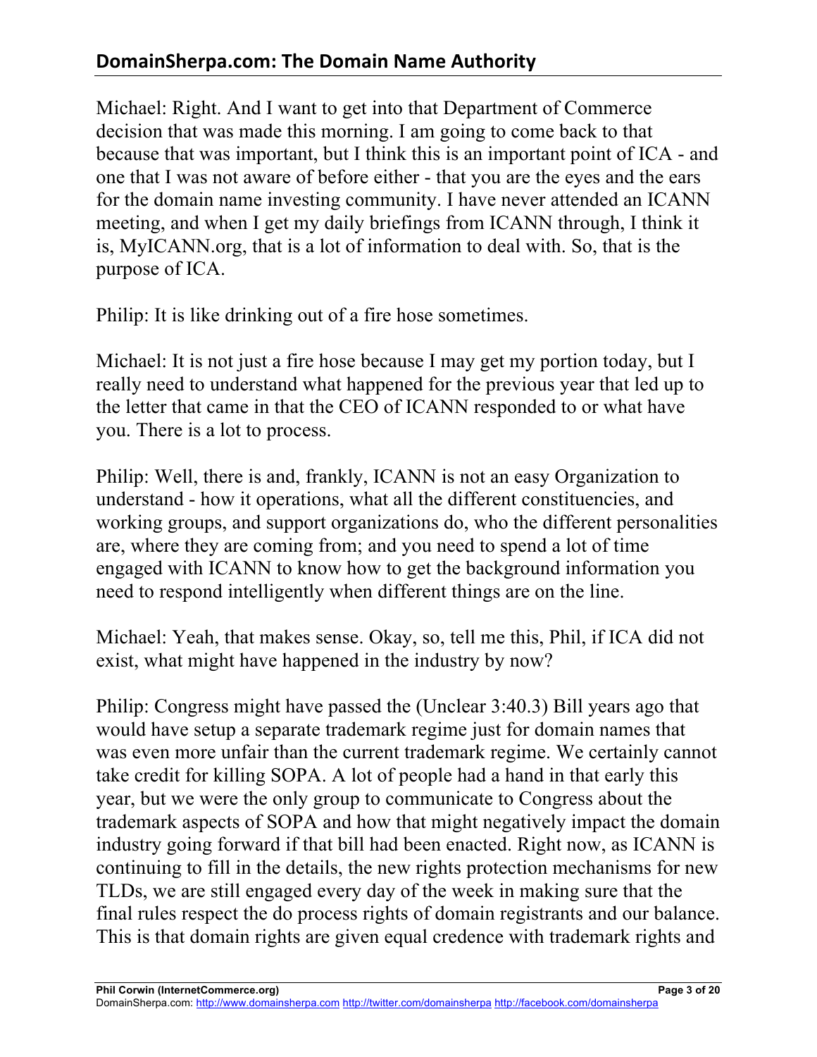Michael: Right. And I want to get into that Department of Commerce decision that was made this morning. I am going to come back to that because that was important, but I think this is an important point of ICA - and one that I was not aware of before either - that you are the eyes and the ears for the domain name investing community. I have never attended an ICANN meeting, and when I get my daily briefings from ICANN through, I think it is, MyICANN.org, that is a lot of information to deal with. So, that is the purpose of ICA.

Philip: It is like drinking out of a fire hose sometimes.

Michael: It is not just a fire hose because I may get my portion today, but I really need to understand what happened for the previous year that led up to the letter that came in that the CEO of ICANN responded to or what have you. There is a lot to process.

Philip: Well, there is and, frankly, ICANN is not an easy Organization to understand - how it operations, what all the different constituencies, and working groups, and support organizations do, who the different personalities are, where they are coming from; and you need to spend a lot of time engaged with ICANN to know how to get the background information you need to respond intelligently when different things are on the line.

Michael: Yeah, that makes sense. Okay, so, tell me this, Phil, if ICA did not exist, what might have happened in the industry by now?

Philip: Congress might have passed the (Unclear 3:40.3) Bill years ago that would have setup a separate trademark regime just for domain names that was even more unfair than the current trademark regime. We certainly cannot take credit for killing SOPA. A lot of people had a hand in that early this year, but we were the only group to communicate to Congress about the trademark aspects of SOPA and how that might negatively impact the domain industry going forward if that bill had been enacted. Right now, as ICANN is continuing to fill in the details, the new rights protection mechanisms for new TLDs, we are still engaged every day of the week in making sure that the final rules respect the do process rights of domain registrants and our balance. This is that domain rights are given equal credence with trademark rights and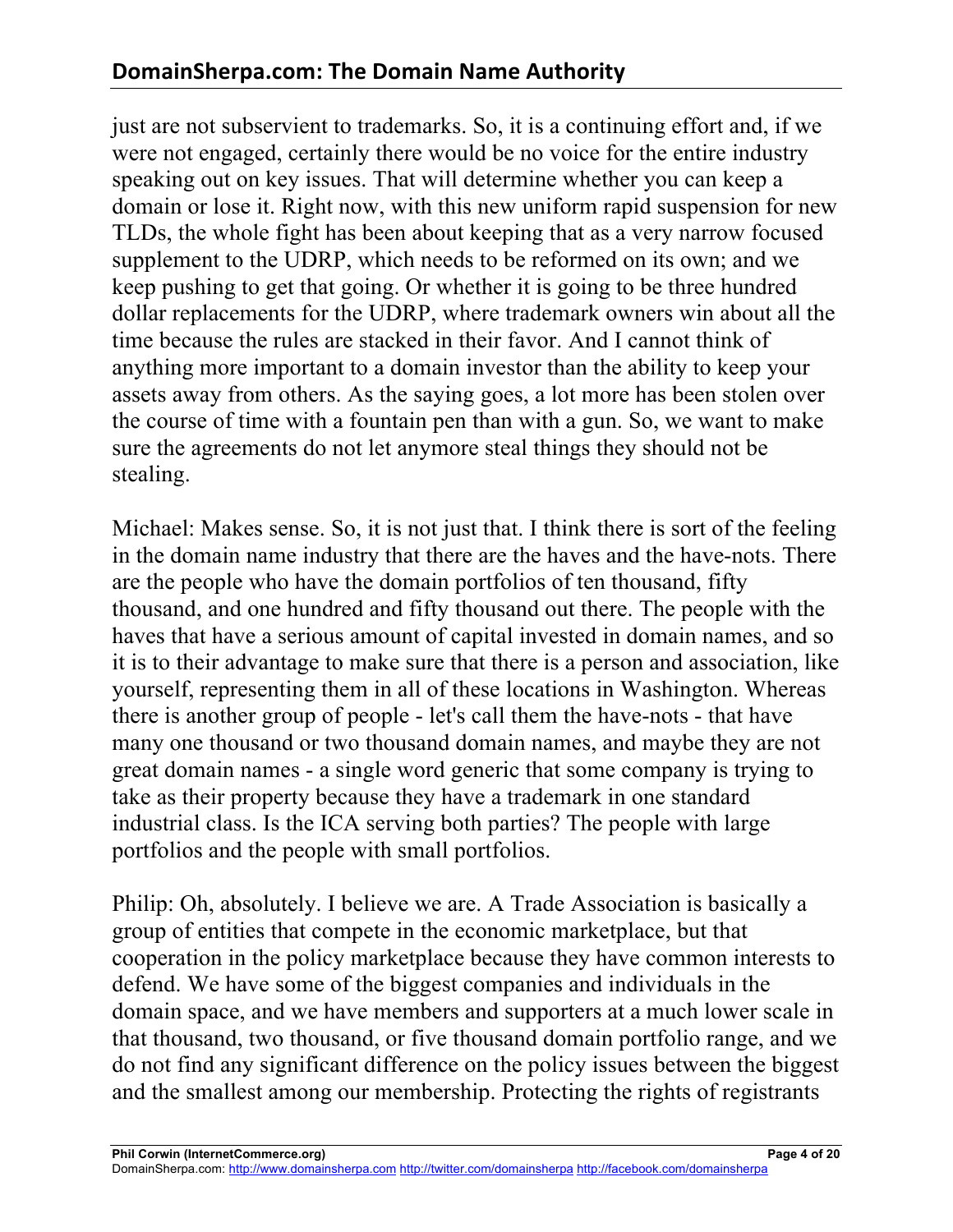just are not subservient to trademarks. So, it is a continuing effort and, if we were not engaged, certainly there would be no voice for the entire industry speaking out on key issues. That will determine whether you can keep a domain or lose it. Right now, with this new uniform rapid suspension for new TLDs, the whole fight has been about keeping that as a very narrow focused supplement to the UDRP, which needs to be reformed on its own; and we keep pushing to get that going. Or whether it is going to be three hundred dollar replacements for the UDRP, where trademark owners win about all the time because the rules are stacked in their favor. And I cannot think of anything more important to a domain investor than the ability to keep your assets away from others. As the saying goes, a lot more has been stolen over the course of time with a fountain pen than with a gun. So, we want to make sure the agreements do not let anymore steal things they should not be stealing.

Michael: Makes sense. So, it is not just that. I think there is sort of the feeling in the domain name industry that there are the haves and the have-nots. There are the people who have the domain portfolios of ten thousand, fifty thousand, and one hundred and fifty thousand out there. The people with the haves that have a serious amount of capital invested in domain names, and so it is to their advantage to make sure that there is a person and association, like yourself, representing them in all of these locations in Washington. Whereas there is another group of people - let's call them the have-nots - that have many one thousand or two thousand domain names, and maybe they are not great domain names - a single word generic that some company is trying to take as their property because they have a trademark in one standard industrial class. Is the ICA serving both parties? The people with large portfolios and the people with small portfolios.

Philip: Oh, absolutely. I believe we are. A Trade Association is basically a group of entities that compete in the economic marketplace, but that cooperation in the policy marketplace because they have common interests to defend. We have some of the biggest companies and individuals in the domain space, and we have members and supporters at a much lower scale in that thousand, two thousand, or five thousand domain portfolio range, and we do not find any significant difference on the policy issues between the biggest and the smallest among our membership. Protecting the rights of registrants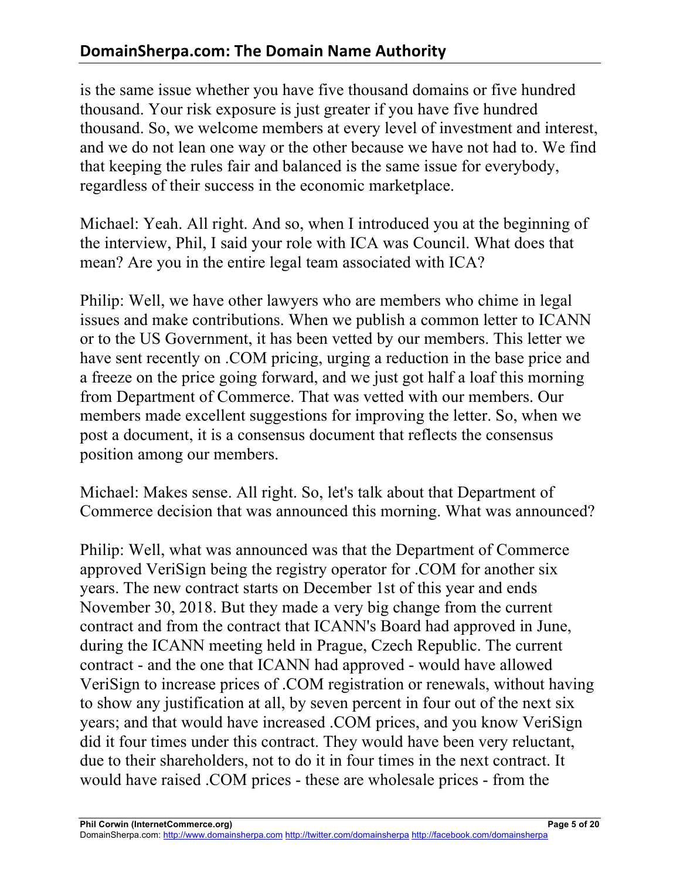is the same issue whether you have five thousand domains or five hundred thousand. Your risk exposure is just greater if you have five hundred thousand. So, we welcome members at every level of investment and interest, and we do not lean one way or the other because we have not had to. We find that keeping the rules fair and balanced is the same issue for everybody, regardless of their success in the economic marketplace.

Michael: Yeah. All right. And so, when I introduced you at the beginning of the interview, Phil, I said your role with ICA was Council. What does that mean? Are you in the entire legal team associated with ICA?

Philip: Well, we have other lawyers who are members who chime in legal issues and make contributions. When we publish a common letter to ICANN or to the US Government, it has been vetted by our members. This letter we have sent recently on .COM pricing, urging a reduction in the base price and a freeze on the price going forward, and we just got half a loaf this morning from Department of Commerce. That was vetted with our members. Our members made excellent suggestions for improving the letter. So, when we post a document, it is a consensus document that reflects the consensus position among our members.

Michael: Makes sense. All right. So, let's talk about that Department of Commerce decision that was announced this morning. What was announced?

Philip: Well, what was announced was that the Department of Commerce approved VeriSign being the registry operator for .COM for another six years. The new contract starts on December 1st of this year and ends November 30, 2018. But they made a very big change from the current contract and from the contract that ICANN's Board had approved in June, during the ICANN meeting held in Prague, Czech Republic. The current contract - and the one that ICANN had approved - would have allowed VeriSign to increase prices of .COM registration or renewals, without having to show any justification at all, by seven percent in four out of the next six years; and that would have increased .COM prices, and you know VeriSign did it four times under this contract. They would have been very reluctant, due to their shareholders, not to do it in four times in the next contract. It would have raised .COM prices - these are wholesale prices - from the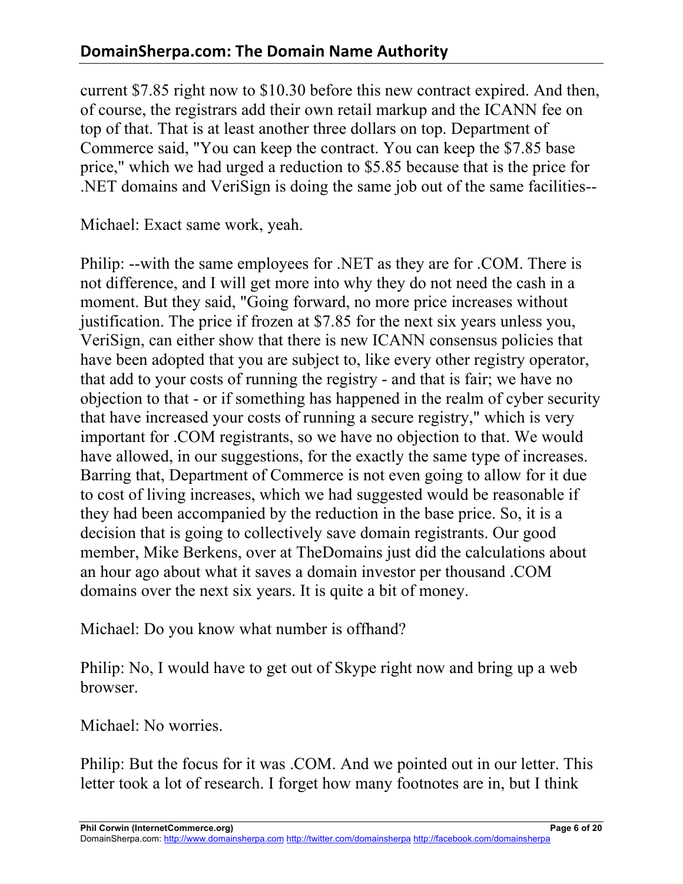current $7.85 right now to $10.30 before this new contract expired. And then, of course, the registrars add their own retail markup and the ICANN fee on top of that. That is at least another three dollars on top. Department of Commerce said, "You can keep the contract. You can keep the $7.85 base price," which we had urged a reduction to $5.85 because that is the price for .NET domains and VeriSign is doing the same job out of the same facilities--

Michael: Exact same work, yeah.

Philip: --with the same employees for .NET as they are for .COM. There is not difference, and I will get more into why they do not need the cash in a moment. But they said, "Going forward, no more price increases without justification. The price if frozen at $7.85 for the next six years unless you, VeriSign, can either show that there is new ICANN consensus policies that have been adopted that you are subject to, like every other registry operator, that add to your costs of running the registry - and that is fair; we have no objection to that - or if something has happened in the realm of cyber security that have increased your costs of running a secure registry," which is very important for .COM registrants, so we have no objection to that. We would have allowed, in our suggestions, for the exactly the same type of increases. Barring that, Department of Commerce is not even going to allow for it due to cost of living increases, which we had suggested would be reasonable if they had been accompanied by the reduction in the base price. So, it is a decision that is going to collectively save domain registrants. Our good member, Mike Berkens, over at TheDomains just did the calculations about an hour ago about what it saves a domain investor per thousand .COM domains over the next six years. It is quite a bit of money.

Michael: Do you know what number is offhand?

Philip: No, I would have to get out of Skype right now and bring up a web browser.

Michael: No worries.

Philip: But the focus for it was .COM. And we pointed out in our letter. This letter took a lot of research. I forget how many footnotes are in, but I think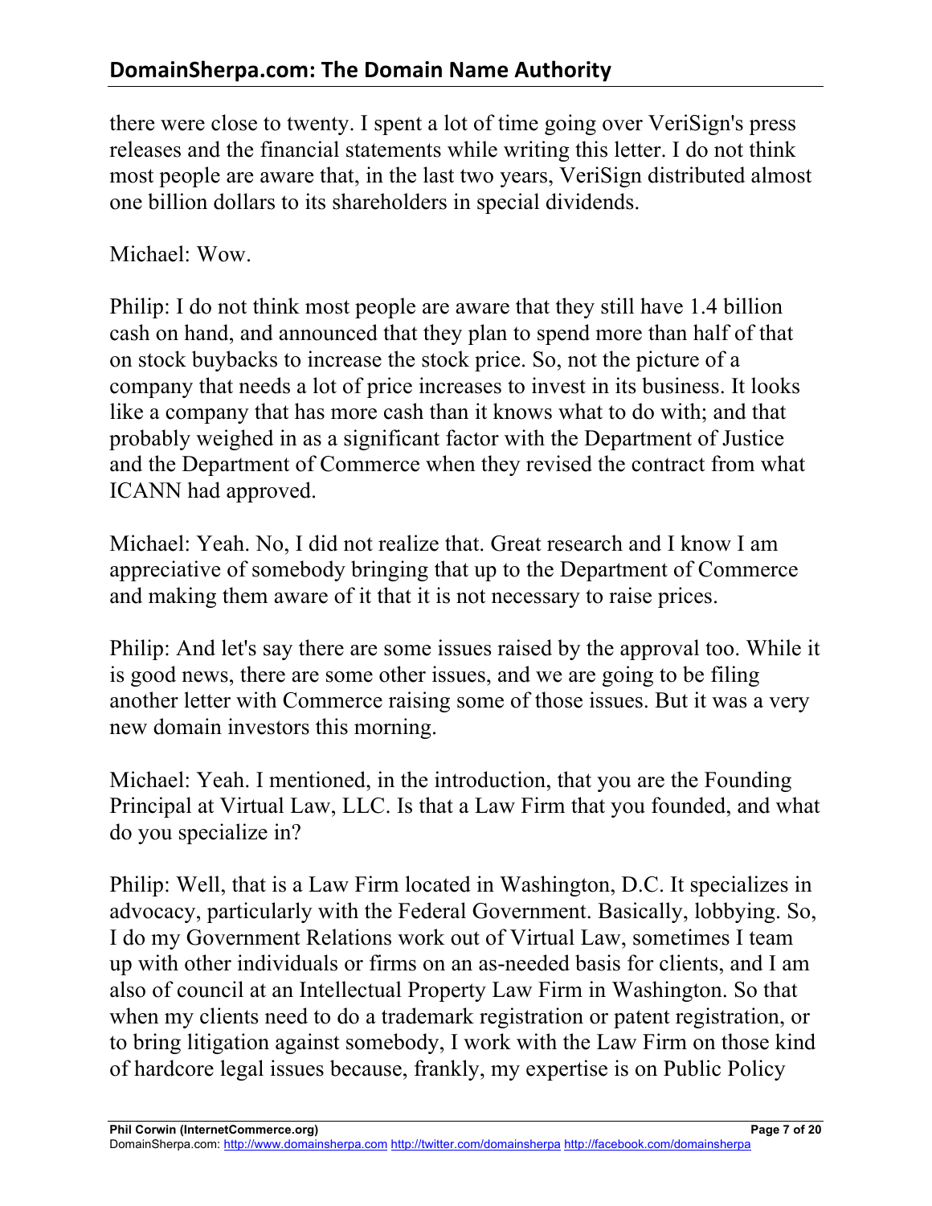there were close to twenty. I spent a lot of time going over VeriSign's press releases and the financial statements while writing this letter. I do not think most people are aware that, in the last two years, VeriSign distributed almost one billion dollars to its shareholders in special dividends.

Michael: Wow.

Philip: I do not think most people are aware that they still have 1.4 billion cash on hand, and announced that they plan to spend more than half of that on stock buybacks to increase the stock price. So, not the picture of a company that needs a lot of price increases to invest in its business. It looks like a company that has more cash than it knows what to do with; and that probably weighed in as a significant factor with the Department of Justice and the Department of Commerce when they revised the contract from what ICANN had approved.

Michael: Yeah. No, I did not realize that. Great research and I know I am appreciative of somebody bringing that up to the Department of Commerce and making them aware of it that it is not necessary to raise prices.

Philip: And let's say there are some issues raised by the approval too. While it is good news, there are some other issues, and we are going to be filing another letter with Commerce raising some of those issues. But it was a very new domain investors this morning.

Michael: Yeah. I mentioned, in the introduction, that you are the Founding Principal at Virtual Law, LLC. Is that a Law Firm that you founded, and what do you specialize in?

Philip: Well, that is a Law Firm located in Washington, D.C. It specializes in advocacy, particularly with the Federal Government. Basically, lobbying. So, I do my Government Relations work out of Virtual Law, sometimes I team up with other individuals or firms on an as-needed basis for clients, and I am also of council at an Intellectual Property Law Firm in Washington. So that when my clients need to do a trademark registration or patent registration, or to bring litigation against somebody, I work with the Law Firm on those kind of hardcore legal issues because, frankly, my expertise is on Public Policy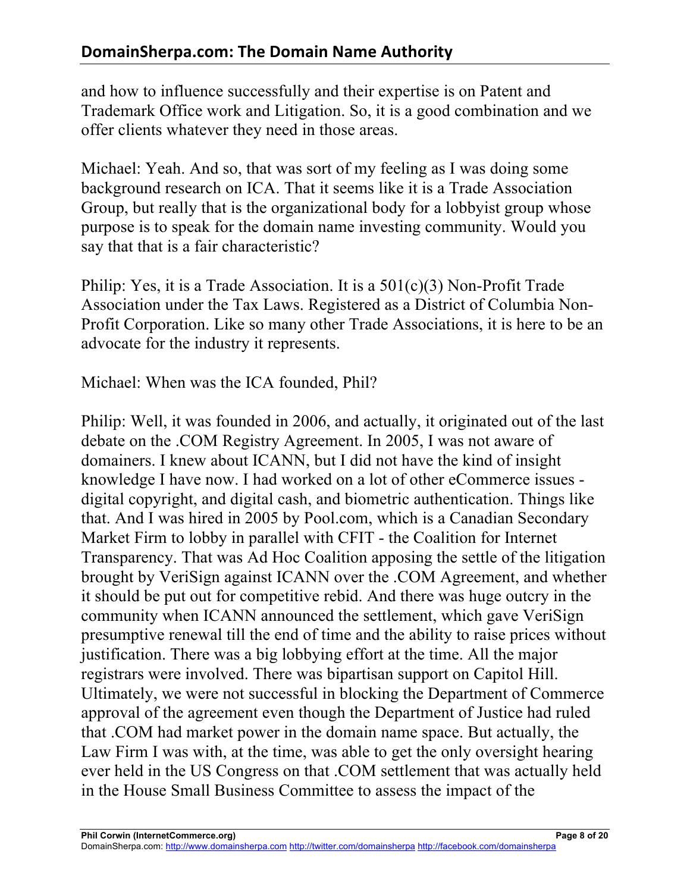and how to influence successfully and their expertise is on Patent and Trademark Office work and Litigation. So, it is a good combination and we offer clients whatever they need in those areas.

Michael: Yeah. And so, that was sort of my feeling as I was doing some background research on ICA. That it seems like it is a Trade Association Group, but really that is the organizational body for a lobbyist group whose purpose is to speak for the domain name investing community. Would you say that that is a fair characteristic?

Philip: Yes, it is a Trade Association. It is a 501(c)(3) Non-Profit Trade Association under the Tax Laws. Registered as a District of Columbia Non-Profit Corporation. Like so many other Trade Associations, it is here to be an advocate for the industry it represents.

Michael: When was the ICA founded, Phil?

Philip: Well, it was founded in 2006, and actually, it originated out of the last debate on the .COM Registry Agreement. In 2005, I was not aware of domainers. I knew about ICANN, but I did not have the kind of insight knowledge I have now. I had worked on a lot of other eCommerce issues - digital copyright, and digital cash, and biometric authentication. Things like that. And I was hired in 2005 by Pool.com, which is a Canadian Secondary Market Firm to lobby in parallel with CFIT - the Coalition for Internet Transparency. That was Ad Hoc Coalition apposing the settle of the litigation brought by VeriSign against ICANN over the .COM Agreement, and whether it should be put out for competitive rebid. And there was huge outcry in the community when ICANN announced the settlement, which gave VeriSign presumptive renewal till the end of time and the ability to raise prices without justification. There was a big lobbying effort at the time. All the major registrars were involved. There was bipartisan support on Capitol Hill. Ultimately, we were not successful in blocking the Department of Commerce approval of the agreement even though the Department of Justice had ruled that .COM had market power in the domain name space. But actually, the Law Firm I was with, at the time, was able to get the only oversight hearing ever held in the US Congress on that .COM settlement that was actually held in the House Small Business Committee to assess the impact of the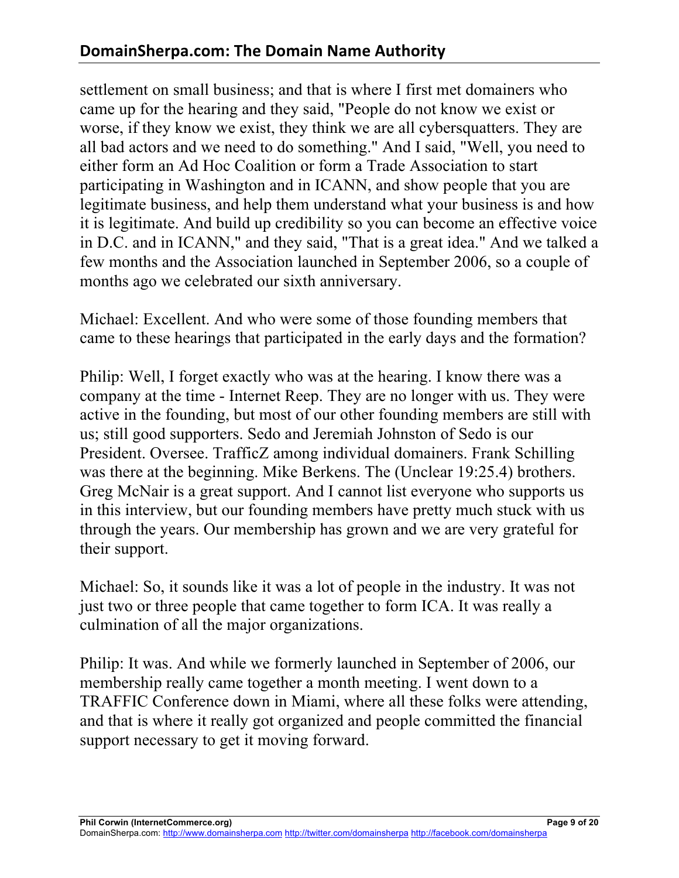settlement on small business; and that is where I first met domainers who came up for the hearing and they said, "People do not know we exist or worse, if they know we exist, they think we are all cybersquatters. They are all bad actors and we need to do something." And I said, "Well, you need to either form an Ad Hoc Coalition or form a Trade Association to start participating in Washington and in ICANN, and show people that you are legitimate business, and help them understand what your business is and how it is legitimate. And build up credibility so you can become an effective voice in D.C. and in ICANN," and they said, "That is a great idea." And we talked a few months and the Association launched in September 2006, so a couple of months ago we celebrated our sixth anniversary.

Michael: Excellent. And who were some of those founding members that came to these hearings that participated in the early days and the formation?

Philip: Well, I forget exactly who was at the hearing. I know there was a company at the time - Internet Reep. They are no longer with us. They were active in the founding, but most of our other founding members are still with us; still good supporters. Sedo and Jeremiah Johnston of Sedo is our President. Oversee. TrafficZ among individual domainers. Frank Schilling was there at the beginning. Mike Berkens. The (Unclear 19:25.4) brothers. Greg McNair is a great support. And I cannot list everyone who supports us in this interview, but our founding members have pretty much stuck with us through the years. Our membership has grown and we are very grateful for their support.

Michael: So, it sounds like it was a lot of people in the industry. It was not just two or three people that came together to form ICA. It was really a culmination of all the major organizations.

Philip: It was. And while we formerly launched in September of 2006, our membership really came together a month meeting. I went down to a TRAFFIC Conference down in Miami, where all these folks were attending, and that is where it really got organized and people committed the financial support necessary to get it moving forward.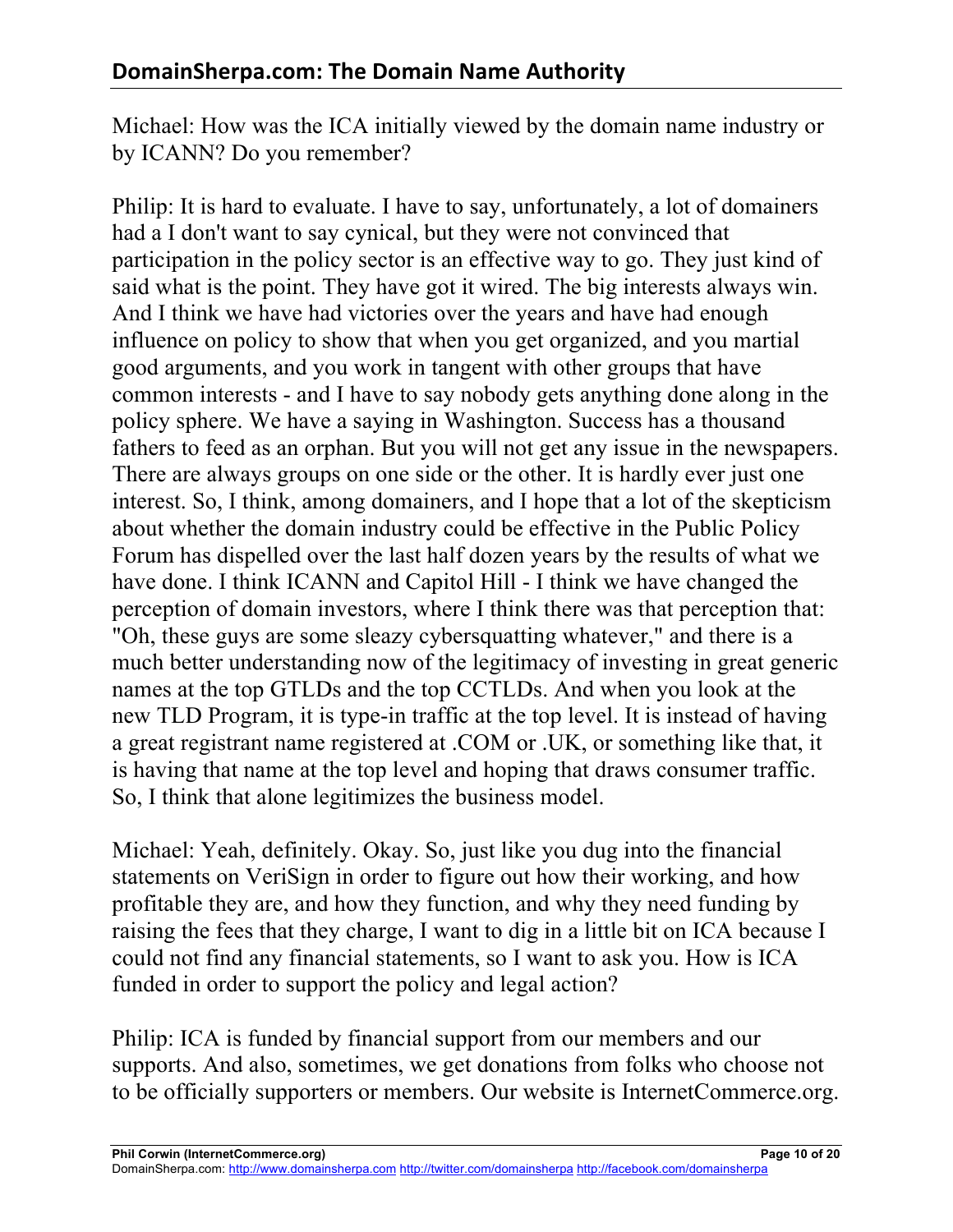Michael: How was the ICA initially viewed by the domain name industry or by ICANN? Do you remember?

Philip: It is hard to evaluate. I have to say, unfortunately, a lot of domainers had a I don't want to say cynical, but they were not convinced that participation in the policy sector is an effective way to go. They just kind of said what is the point. They have got it wired. The big interests always win. And I think we have had victories over the years and have had enough influence on policy to show that when you get organized, and you martial good arguments, and you work in tangent with other groups that have common interests - and I have to say nobody gets anything done along in the policy sphere. We have a saying in Washington. Success has a thousand fathers to feed as an orphan. But you will not get any issue in the newspapers. There are always groups on one side or the other. It is hardly ever just one interest. So, I think, among domainers, and I hope that a lot of the skepticism about whether the domain industry could be effective in the Public Policy Forum has dispelled over the last half dozen years by the results of what we have done. I think ICANN and Capitol Hill - I think we have changed the perception of domain investors, where I think there was that perception that: "Oh, these guys are some sleazy cybersquatting whatever," and there is a much better understanding now of the legitimacy of investing in great generic names at the top GTLDs and the top CCTLDs. And when you look at the new TLD Program, it is type-in traffic at the top level. It is instead of having a great registrant name registered at .COM or .UK, or something like that, it is having that name at the top level and hoping that draws consumer traffic. So, I think that alone legitimizes the business model.

Michael: Yeah, definitely. Okay. So, just like you dug into the financial statements on VeriSign in order to figure out how their working, and how profitable they are, and how they function, and why they need funding by raising the fees that they charge, I want to dig in a little bit on ICA because I could not find any financial statements, so I want to ask you. How is ICA funded in order to support the policy and legal action?

Philip: ICA is funded by financial support from our members and our supports. And also, sometimes, we get donations from folks who choose not to be officially supporters or members. Our website is InternetCommerce.org.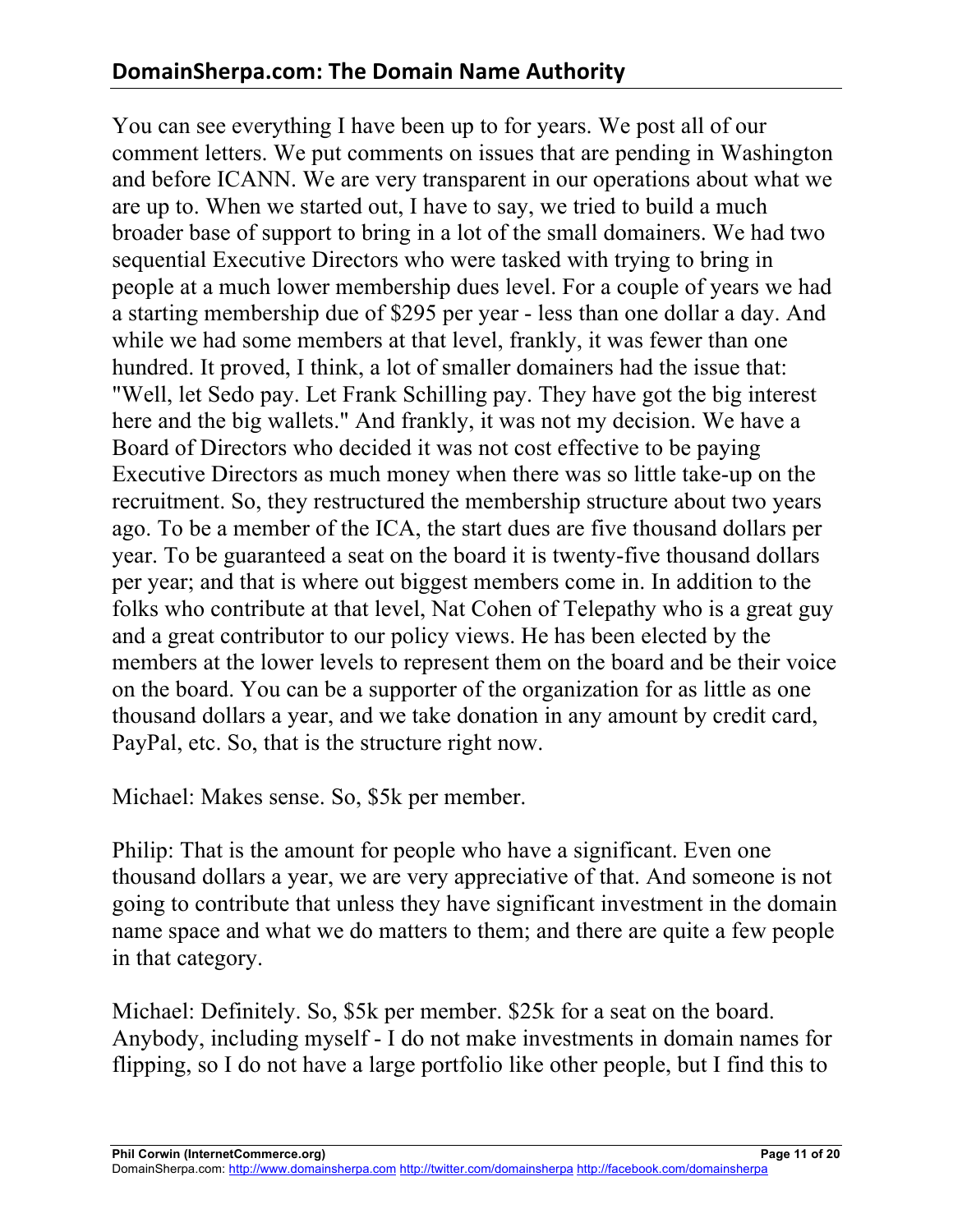You can see everything I have been up to for years. We post all of our comment letters. We put comments on issues that are pending in Washington and before ICANN. We are very transparent in our operations about what we are up to. When we started out, I have to say, we tried to build a much broader base of support to bring in a lot of the small domainers. We had two sequential Executive Directors who were tasked with trying to bring in people at a much lower membership dues level. For a couple of years we had a starting membership due of $295 per year - less than one dollar a day. And while we had some members at that level, frankly, it was fewer than one hundred. It proved, I think, a lot of smaller domainers had the issue that: "Well, let Sedo pay. Let Frank Schilling pay. They have got the big interest here and the big wallets." And frankly, it was not my decision. We have a Board of Directors who decided it was not cost effective to be paying Executive Directors as much money when there was so little take-up on the recruitment. So, they restructured the membership structure about two years ago. To be a member of the ICA, the start dues are five thousand dollars per year. To be guaranteed a seat on the board it is twenty-five thousand dollars per year; and that is where out biggest members come in. In addition to the folks who contribute at that level, Nat Cohen of Telepathy who is a great guy and a great contributor to our policy views. He has been elected by the members at the lower levels to represent them on the board and be their voice on the board. You can be a supporter of the organization for as little as one thousand dollars a year, and we take donation in any amount by credit card, PayPal, etc. So, that is the structure right now.

Michael: Makes sense. So, $5k per member.

Philip: That is the amount for people who have a significant. Even one thousand dollars a year, we are very appreciative of that. And someone is not going to contribute that unless they have significant investment in the domain name space and what we do matters to them; and there are quite a few people in that category.

Michael: Definitely. So, $5k per member. $25k for a seat on the board. Anybody, including myself - I do not make investments in domain names for flipping, so I do not have a large portfolio like other people, but I find this to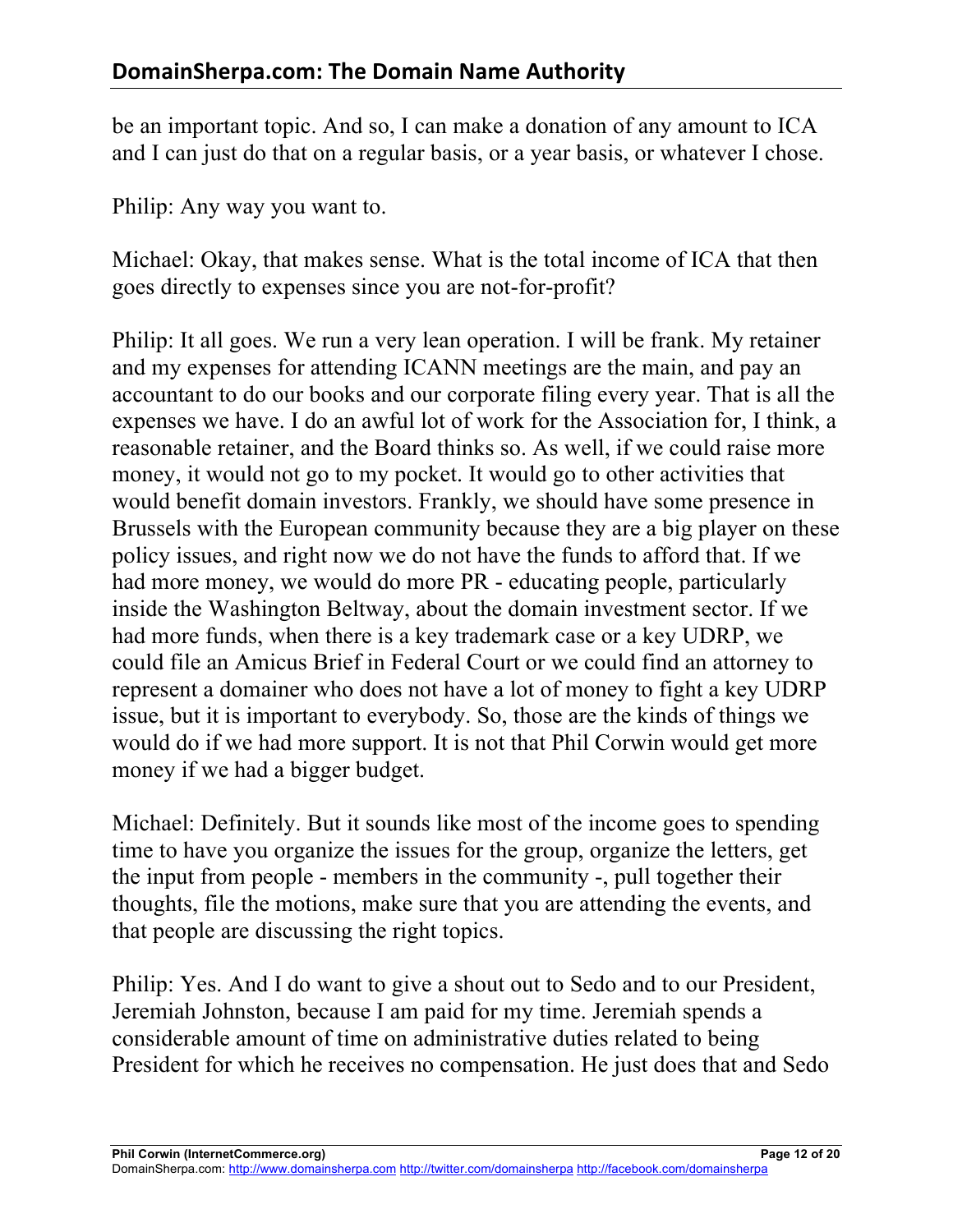be an important topic. And so, I can make a donation of any amount to ICA and I can just do that on a regular basis, or a year basis, or whatever I chose.

Philip: Any way you want to.

Michael: Okay, that makes sense. What is the total income of ICA that then goes directly to expenses since you are not-for-profit?

Philip: It all goes. We run a very lean operation. I will be frank. My retainer and my expenses for attending ICANN meetings are the main, and pay an accountant to do our books and our corporate filing every year. That is all the expenses we have. I do an awful lot of work for the Association for, I think, a reasonable retainer, and the Board thinks so. As well, if we could raise more money, it would not go to my pocket. It would go to other activities that would benefit domain investors. Frankly, we should have some presence in Brussels with the European community because they are a big player on these policy issues, and right now we do not have the funds to afford that. If we had more money, we would do more PR - educating people, particularly inside the Washington Beltway, about the domain investment sector. If we had more funds, when there is a key trademark case or a key UDRP, we could file an Amicus Brief in Federal Court or we could find an attorney to represent a domainer who does not have a lot of money to fight a key UDRP issue, but it is important to everybody. So, those are the kinds of things we would do if we had more support. It is not that Phil Corwin would get more money if we had a bigger budget.

Michael: Definitely. But it sounds like most of the income goes to spending time to have you organize the issues for the group, organize the letters, get the input from people - members in the community -, pull together their thoughts, file the motions, make sure that you are attending the events, and that people are discussing the right topics.

Philip: Yes. And I do want to give a shout out to Sedo and to our President, Jeremiah Johnston, because I am paid for my time. Jeremiah spends a considerable amount of time on administrative duties related to being President for which he receives no compensation. He just does that and Sedo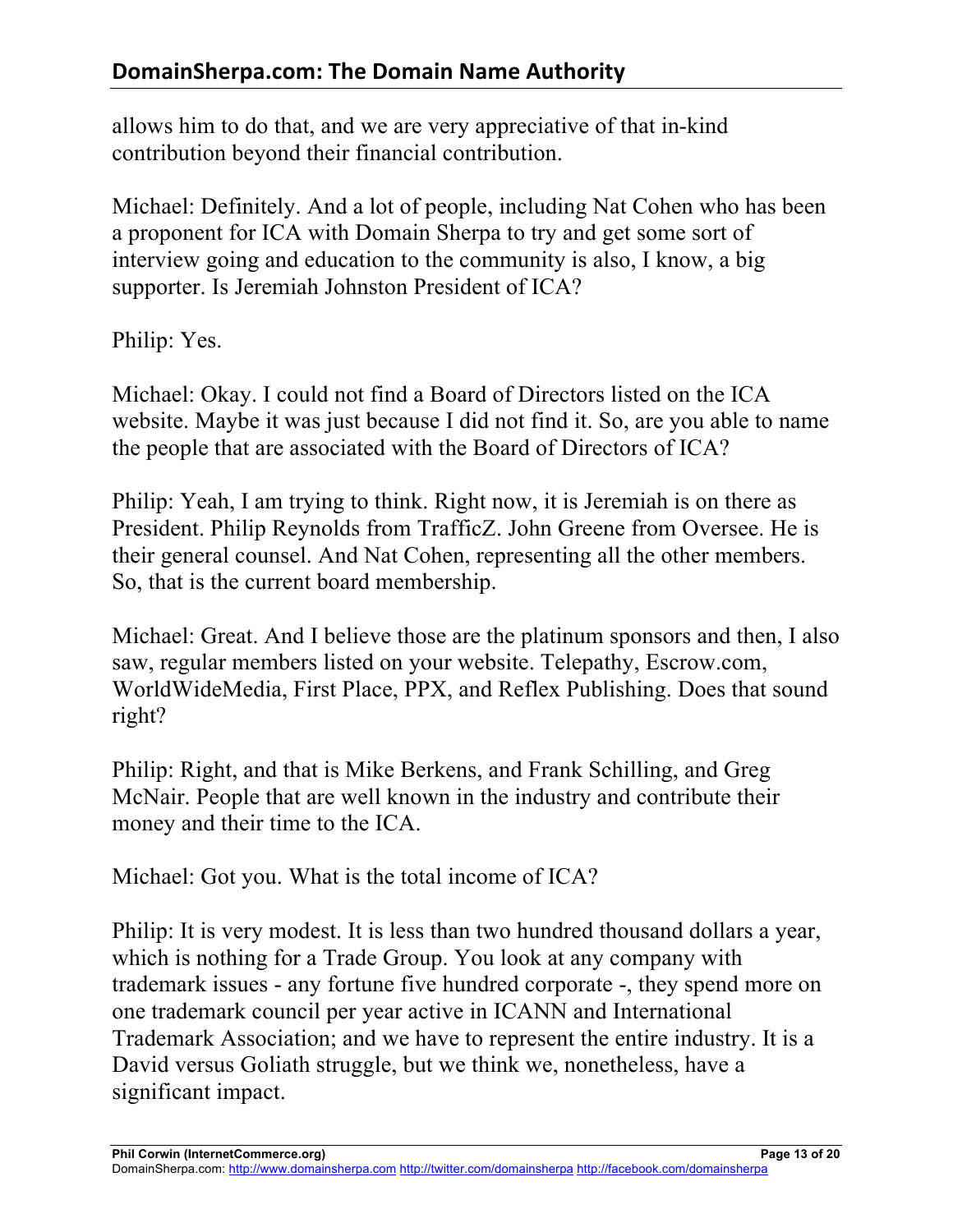allows him to do that, and we are very appreciative of that in-kind contribution beyond their financial contribution.

Michael: Definitely. And a lot of people, including Nat Cohen who has been a proponent for ICA with Domain Sherpa to try and get some sort of interview going and education to the community is also, I know, a big supporter. Is Jeremiah Johnston President of ICA?

Philip: Yes.

Michael: Okay. I could not find a Board of Directors listed on the ICA website. Maybe it was just because I did not find it. So, are you able to name the people that are associated with the Board of Directors of ICA?

Philip: Yeah, I am trying to think. Right now, it is Jeremiah is on there as President. Philip Reynolds from TrafficZ. John Greene from Oversee. He is their general counsel. And Nat Cohen, representing all the other members. So, that is the current board membership.

Michael: Great. And I believe those are the platinum sponsors and then, I also saw, regular members listed on your website. Telepathy, Escrow.com, WorldWideMedia, First Place, PPX, and Reflex Publishing. Does that sound right?

Philip: Right, and that is Mike Berkens, and Frank Schilling, and Greg McNair. People that are well known in the industry and contribute their money and their time to the ICA.

Michael: Got you. What is the total income of ICA?

Philip: It is very modest. It is less than two hundred thousand dollars a year, which is nothing for a Trade Group. You look at any company with trademark issues - any fortune five hundred corporate -, they spend more on one trademark council per year active in ICANN and International Trademark Association; and we have to represent the entire industry. It is a David versus Goliath struggle, but we think we, nonetheless, have a significant impact.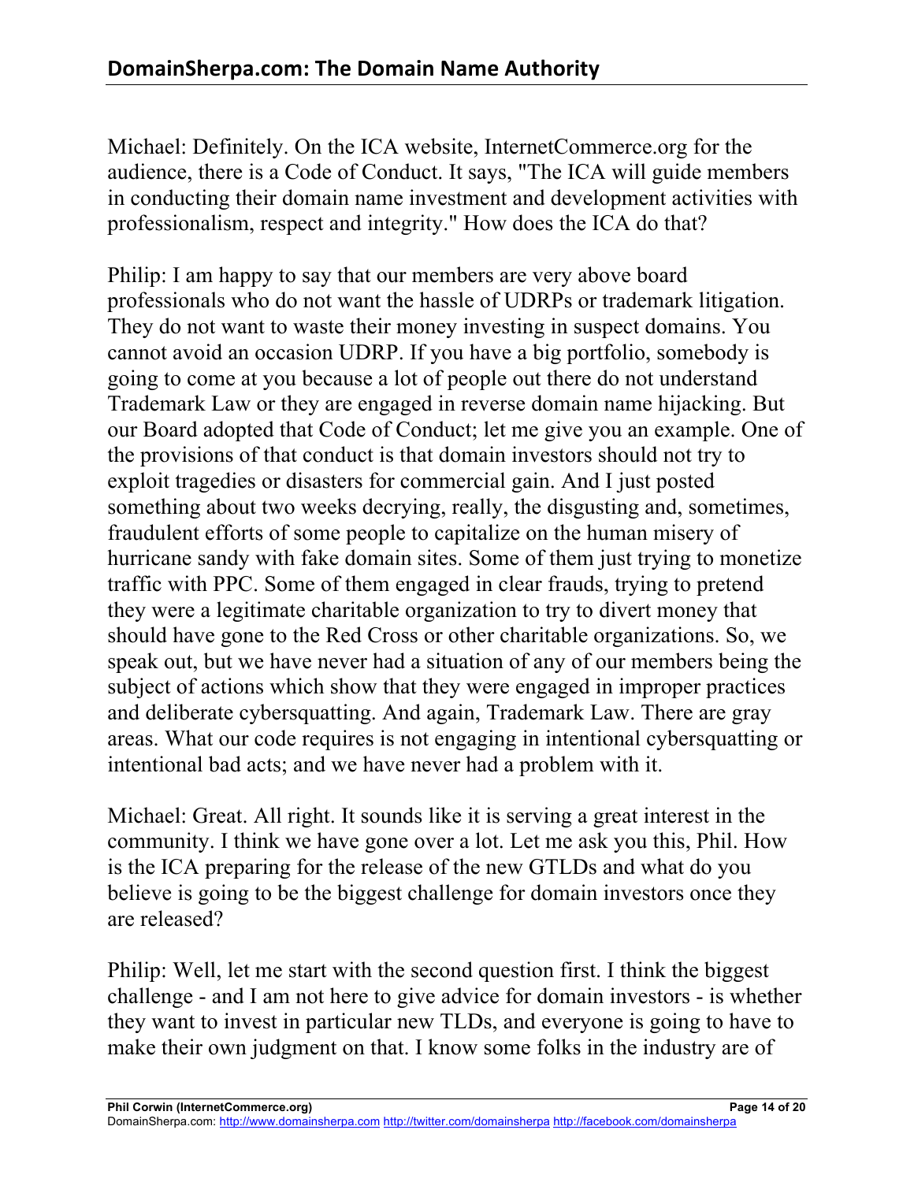Michael: Definitely. On the ICA website, InternetCommerce.org for the audience, there is a Code of Conduct. It says, "The ICA will guide members in conducting their domain name investment and development activities with professionalism, respect and integrity." How does the ICA do that?

Philip: I am happy to say that our members are very above board professionals who do not want the hassle of UDRPs or trademark litigation. They do not want to waste their money investing in suspect domains. You cannot avoid an occasion UDRP. If you have a big portfolio, somebody is going to come at you because a lot of people out there do not understand Trademark Law or they are engaged in reverse domain name hijacking. But our Board adopted that Code of Conduct; let me give you an example. One of the provisions of that conduct is that domain investors should not try to exploit tragedies or disasters for commercial gain. And I just posted something about two weeks decrying, really, the disgusting and, sometimes, fraudulent efforts of some people to capitalize on the human misery of hurricane sandy with fake domain sites. Some of them just trying to monetize traffic with PPC. Some of them engaged in clear frauds, trying to pretend they were a legitimate charitable organization to try to divert money that should have gone to the Red Cross or other charitable organizations. So, we speak out, but we have never had a situation of any of our members being the subject of actions which show that they were engaged in improper practices and deliberate cybersquatting. And again, Trademark Law. There are gray areas. What our code requires is not engaging in intentional cybersquatting or intentional bad acts; and we have never had a problem with it.

Michael: Great. All right. It sounds like it is serving a great interest in the community. I think we have gone over a lot. Let me ask you this, Phil. How is the ICA preparing for the release of the new GTLDs and what do you believe is going to be the biggest challenge for domain investors once they are released?

Philip: Well, let me start with the second question first. I think the biggest challenge - and I am not here to give advice for domain investors - is whether they want to invest in particular new TLDs, and everyone is going to have to make their own judgment on that. I know some folks in the industry are of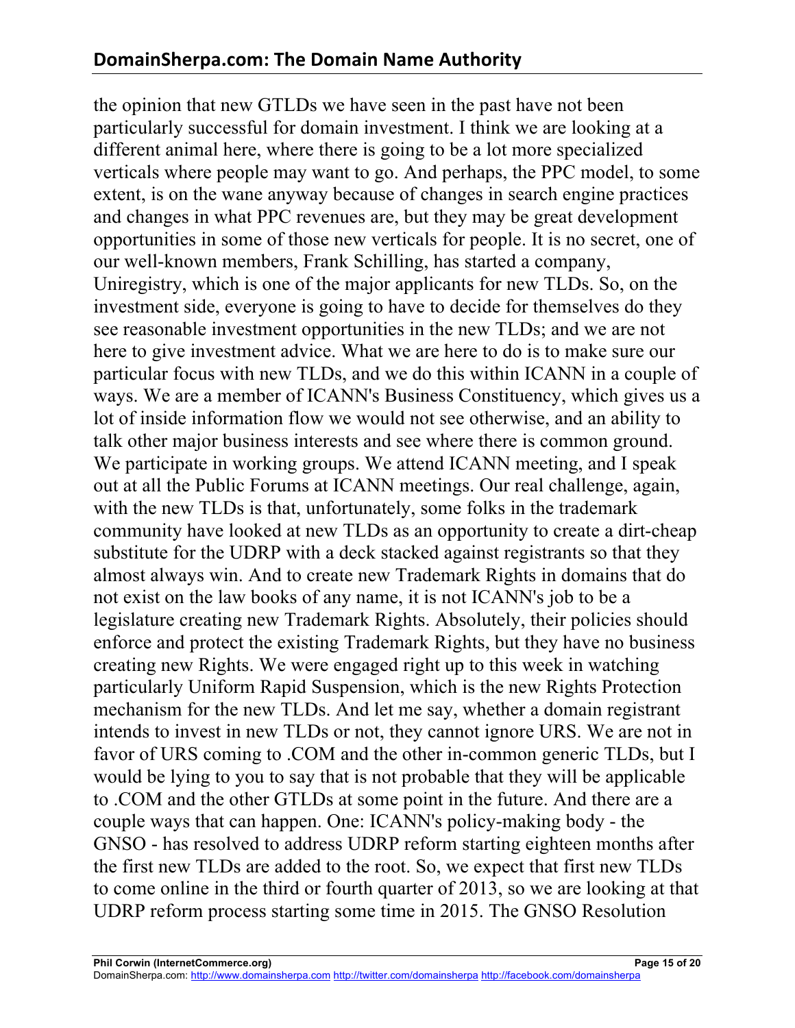the opinion that new GTLDs we have seen in the past have not been particularly successful for domain investment. I think we are looking at a different animal here, where there is going to be a lot more specialized verticals where people may want to go. And perhaps, the PPC model, to some extent, is on the wane anyway because of changes in search engine practices and changes in what PPC revenues are, but they may be great development opportunities in some of those new verticals for people. It is no secret, one of our well-known members, Frank Schilling, has started a company, Uniregistry, which is one of the major applicants for new TLDs. So, on the investment side, everyone is going to have to decide for themselves do they see reasonable investment opportunities in the new TLDs; and we are not here to give investment advice. What we are here to do is to make sure our particular focus with new TLDs, and we do this within ICANN in a couple of ways. We are a member of ICANN's Business Constituency, which gives us a lot of inside information flow we would not see otherwise, and an ability to talk other major business interests and see where there is common ground. We participate in working groups. We attend ICANN meeting, and I speak out at all the Public Forums at ICANN meetings. Our real challenge, again, with the new TLDs is that, unfortunately, some folks in the trademark community have looked at new TLDs as an opportunity to create a dirt-cheap substitute for the UDRP with a deck stacked against registrants so that they almost always win. And to create new Trademark Rights in domains that do not exist on the law books of any name, it is not ICANN's job to be a legislature creating new Trademark Rights. Absolutely, their policies should enforce and protect the existing Trademark Rights, but they have no business creating new Rights. We were engaged right up to this week in watching particularly Uniform Rapid Suspension, which is the new Rights Protection mechanism for the new TLDs. And let me say, whether a domain registrant intends to invest in new TLDs or not, they cannot ignore URS. We are not in favor of URS coming to .COM and the other in-common generic TLDs, but I would be lying to you to say that is not probable that they will be applicable to .COM and the other GTLDs at some point in the future. And there are a couple ways that can happen. One: ICANN's policy-making body - the GNSO - has resolved to address UDRP reform starting eighteen months after the first new TLDs are added to the root. So, we expect that first new TLDs to come online in the third or fourth quarter of 2013, so we are looking at that UDRP reform process starting some time in 2015. The GNSO Resolution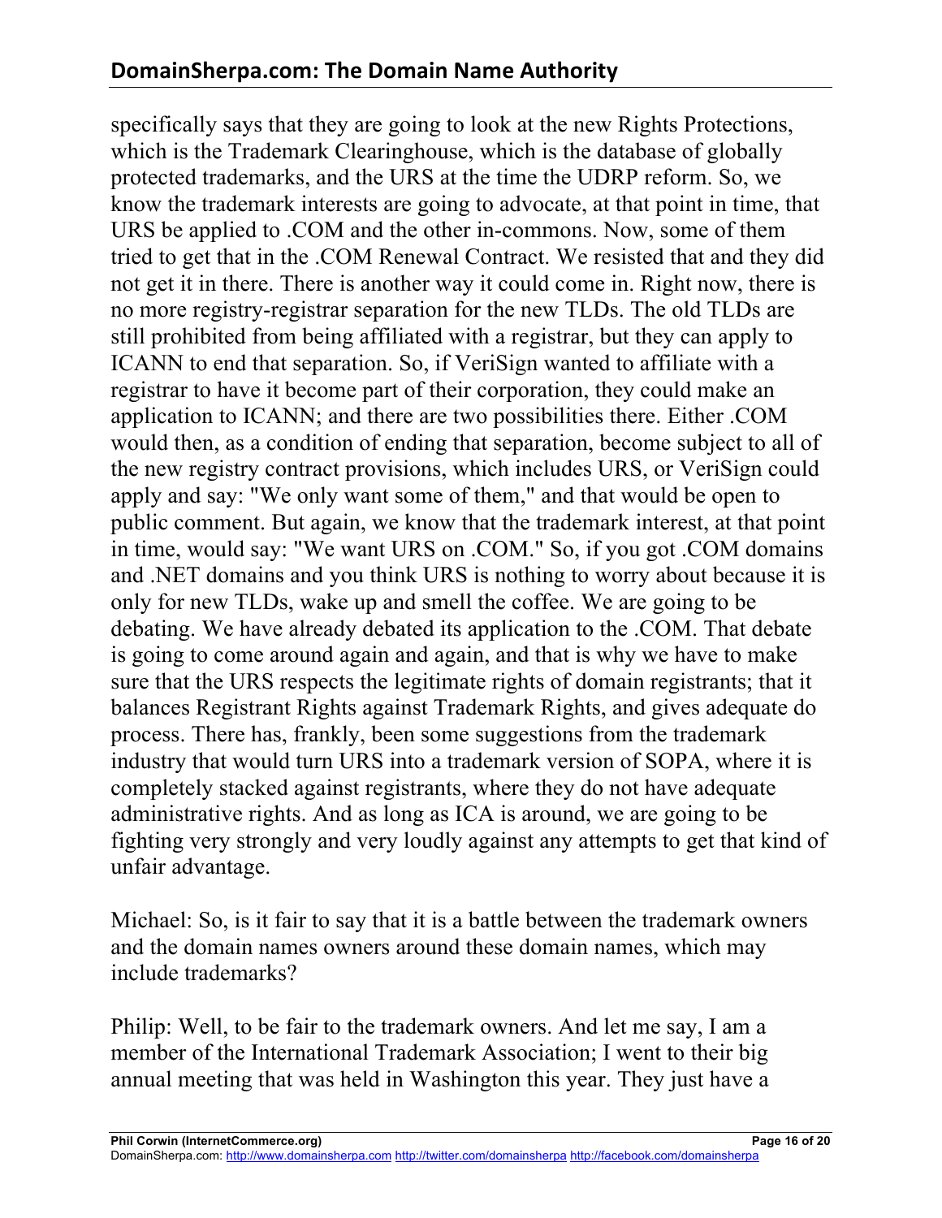specifically says that they are going to look at the new Rights Protections, which is the Trademark Clearinghouse, which is the database of globally protected trademarks, and the URS at the time the UDRP reform. So, we know the trademark interests are going to advocate, at that point in time, that URS be applied to .COM and the other in-commons. Now, some of them tried to get that in the .COM Renewal Contract. We resisted that and they did not get it in there. There is another way it could come in. Right now, there is no more registry-registrar separation for the new TLDs. The old TLDs are still prohibited from being affiliated with a registrar, but they can apply to ICANN to end that separation. So, if VeriSign wanted to affiliate with a registrar to have it become part of their corporation, they could make an application to ICANN; and there are two possibilities there. Either .COM would then, as a condition of ending that separation, become subject to all of the new registry contract provisions, which includes URS, or VeriSign could apply and say: "We only want some of them," and that would be open to public comment. But again, we know that the trademark interest, at that point in time, would say: "We want URS on .COM." So, if you got .COM domains and .NET domains and you think URS is nothing to worry about because it is only for new TLDs, wake up and smell the coffee. We are going to be debating. We have already debated its application to the .COM. That debate is going to come around again and again, and that is why we have to make sure that the URS respects the legitimate rights of domain registrants; that it balances Registrant Rights against Trademark Rights, and gives adequate do process. There has, frankly, been some suggestions from the trademark industry that would turn URS into a trademark version of SOPA, where it is completely stacked against registrants, where they do not have adequate administrative rights. And as long as ICA is around, we are going to be fighting very strongly and very loudly against any attempts to get that kind of unfair advantage.

Michael: So, is it fair to say that it is a battle between the trademark owners and the domain names owners around these domain names, which may include trademarks?

Philip: Well, to be fair to the trademark owners. And let me say, I am a member of the International Trademark Association; I went to their big annual meeting that was held in Washington this year. They just have a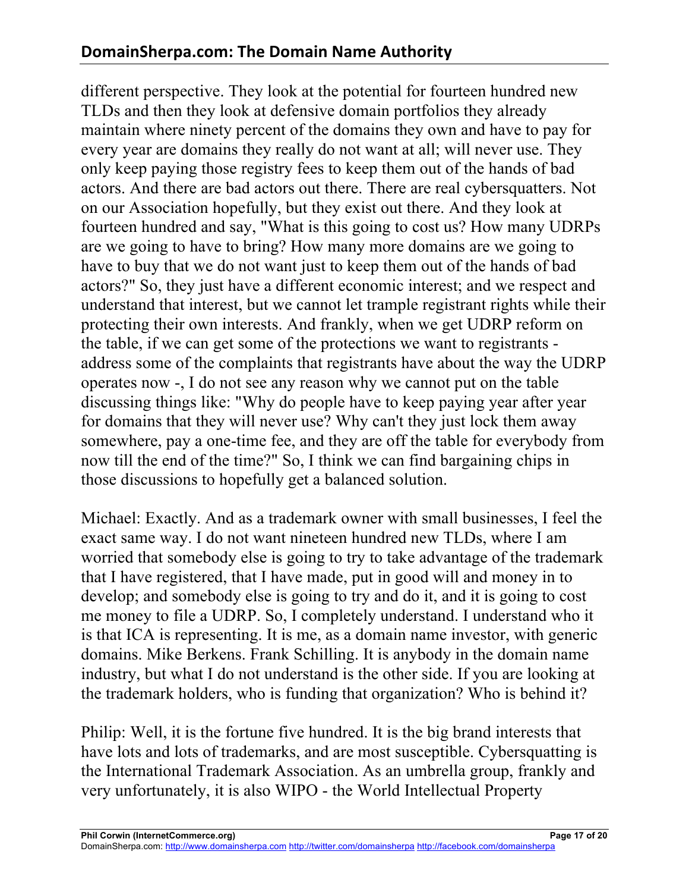different perspective. They look at the potential for fourteen hundred new TLDs and then they look at defensive domain portfolios they already maintain where ninety percent of the domains they own and have to pay for every year are domains they really do not want at all; will never use. They only keep paying those registry fees to keep them out of the hands of bad actors. And there are bad actors out there. There are real cybersquatters. Not on our Association hopefully, but they exist out there. And they look at fourteen hundred and say, "What is this going to cost us? How many UDRPs are we going to have to bring? How many more domains are we going to have to buy that we do not want just to keep them out of the hands of bad actors?" So, they just have a different economic interest; and we respect and understand that interest, but we cannot let trample registrant rights while their protecting their own interests. And frankly, when we get UDRP reform on the table, if we can get some of the protections we want to registrants - address some of the complaints that registrants have about the way the UDRP operates now -, I do not see any reason why we cannot put on the table discussing things like: "Why do people have to keep paying year after year for domains that they will never use? Why can't they just lock them away somewhere, pay a one-time fee, and they are off the table for everybody from now till the end of the time?" So, I think we can find bargaining chips in those discussions to hopefully get a balanced solution.

Michael: Exactly. And as a trademark owner with small businesses, I feel the exact same way. I do not want nineteen hundred new TLDs, where I am worried that somebody else is going to try to take advantage of the trademark that I have registered, that I have made, put in good will and money in to develop; and somebody else is going to try and do it, and it is going to cost me money to file a UDRP. So, I completely understand. I understand who it is that ICA is representing. It is me, as a domain name investor, with generic domains. Mike Berkens. Frank Schilling. It is anybody in the domain name industry, but what I do not understand is the other side. If you are looking at the trademark holders, who is funding that organization? Who is behind it?

Philip: Well, it is the fortune five hundred. It is the big brand interests that have lots and lots of trademarks, and are most susceptible. Cybersquatting is the International Trademark Association. As an umbrella group, frankly and very unfortunately, it is also WIPO - the World Intellectual Property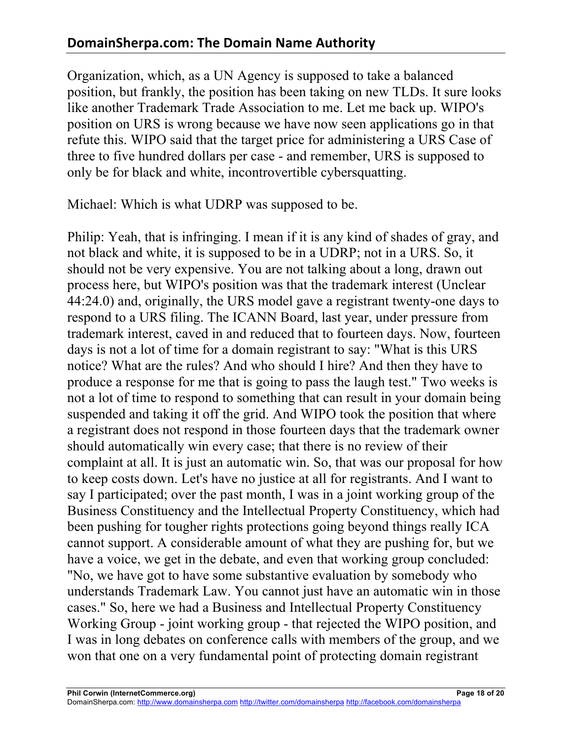Organization, which, as a UN Agency is supposed to take a balanced position, but frankly, the position has been taking on new TLDs. It sure looks like another Trademark Trade Association to me. Let me back up. WIPO's position on URS is wrong because we have now seen applications go in that refute this. WIPO said that the target price for administering a URS Case of three to five hundred dollars per case - and remember, URS is supposed to only be for black and white, incontrovertible cybersquatting.

Michael: Which is what UDRP was supposed to be.

Philip: Yeah, that is infringing. I mean if it is any kind of shades of gray, and not black and white, it is supposed to be in a UDRP; not in a URS. So, it should not be very expensive. You are not talking about a long, drawn out process here, but WIPO's position was that the trademark interest (Unclear 44:24.0) and, originally, the URS model gave a registrant twenty-one days to respond to a URS filing. The ICANN Board, last year, under pressure from trademark interest, caved in and reduced that to fourteen days. Now, fourteen days is not a lot of time for a domain registrant to say: "What is this URS notice? What are the rules? And who should I hire? And then they have to produce a response for me that is going to pass the laugh test." Two weeks is not a lot of time to respond to something that can result in your domain being suspended and taking it off the grid. And WIPO took the position that where a registrant does not respond in those fourteen days that the trademark owner should automatically win every case; that there is no review of their complaint at all. It is just an automatic win. So, that was our proposal for how to keep costs down. Let's have no justice at all for registrants. And I want to say I participated; over the past month, I was in a joint working group of the Business Constituency and the Intellectual Property Constituency, which had been pushing for tougher rights protections going beyond things really ICA cannot support. A considerable amount of what they are pushing for, but we have a voice, we get in the debate, and even that working group concluded: "No, we have got to have some substantive evaluation by somebody who understands Trademark Law. You cannot just have an automatic win in those cases." So, here we had a Business and Intellectual Property Constituency Working Group - joint working group - that rejected the WIPO position, and I was in long debates on conference calls with members of the group, and we won that one on a very fundamental point of protecting domain registrant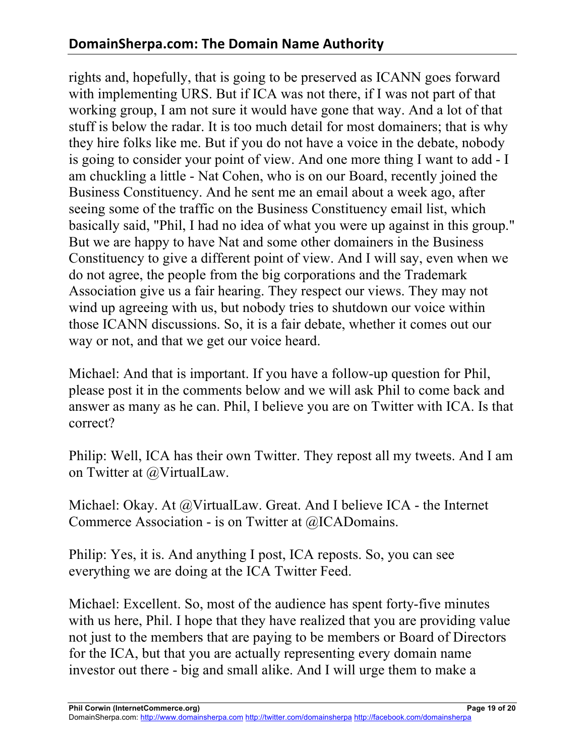rights and, hopefully, that is going to be preserved as ICANN goes forward with implementing URS. But if ICA was not there, if I was not part of that working group, I am not sure it would have gone that way. And a lot of that stuff is below the radar. It is too much detail for most domainers; that is why they hire folks like me. But if you do not have a voice in the debate, nobody is going to consider your point of view. And one more thing I want to add - I am chuckling a little - Nat Cohen, who is on our Board, recently joined the Business Constituency. And he sent me an email about a week ago, after seeing some of the traffic on the Business Constituency email list, which basically said, "Phil, I had no idea of what you were up against in this group." But we are happy to have Nat and some other domainers in the Business Constituency to give a different point of view. And I will say, even when we do not agree, the people from the big corporations and the Trademark Association give us a fair hearing. They respect our views. They may not wind up agreeing with us, but nobody tries to shutdown our voice within those ICANN discussions. So, it is a fair debate, whether it comes out our way or not, and that we get our voice heard.

Michael: And that is important. If you have a follow-up question for Phil, please post it in the comments below and we will ask Phil to come back and answer as many as he can. Phil, I believe you are on Twitter with ICA. Is that correct?

Philip: Well, ICA has their own Twitter. They repost all my tweets. And I am on Twitter at @VirtualLaw.

Michael: Okay. At @VirtualLaw. Great. And I believe ICA - the Internet Commerce Association - is on Twitter at @ICADomains.

Philip: Yes, it is. And anything I post, ICA reposts. So, you can see everything we are doing at the ICA Twitter Feed.

Michael: Excellent. So, most of the audience has spent forty-five minutes with us here, Phil. I hope that they have realized that you are providing value not just to the members that are paying to be members or Board of Directors for the ICA, but that you are actually representing every domain name investor out there - big and small alike. And I will urge them to make a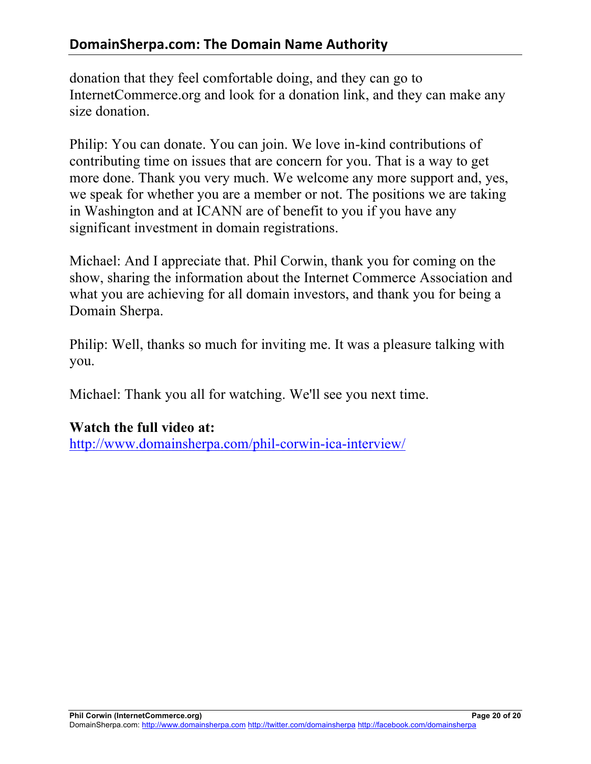donation that they feel comfortable doing, and they can go to InternetCommerce.org and look for a donation link, and they can make any size donation.

Philip: You can donate. You can join. We love in-kind contributions of contributing time on issues that are concern for you. That is a way to get more done. Thank you very much. We welcome any more support and, yes, we speak for whether you are a member or not. The positions we are taking in Washington and at ICANN are of benefit to you if you have any significant investment in domain registrations.

Michael: And I appreciate that. Phil Corwin, thank you for coming on the show, sharing the information about the Internet Commerce Association and what you are achieving for all domain investors, and thank you for being a Domain Sherpa.

Philip: Well, thanks so much for inviting me. It was a pleasure talking with you.

Michael: Thank you all for watching. We'll see you next time.

**Watch the full video at:**
http://www.domainsherpa.com/phil-corwin-ica-interview/